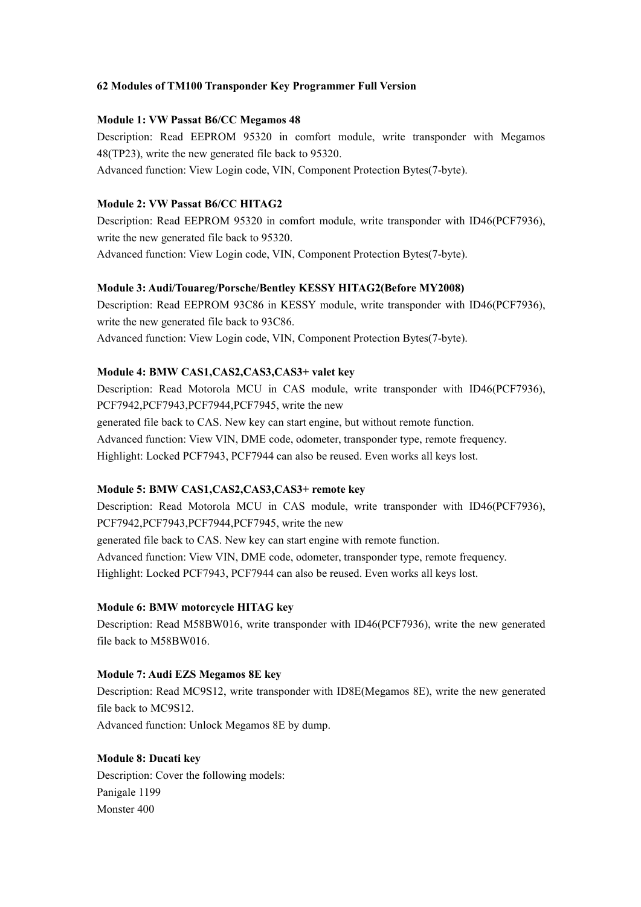**62 Modules of TM100 Transponder Key Programmer Full Version**

**Module 1: VW Passat B6/CC Megamos 48**

Description: Read EEPROM 95320 in comfort module, write transponder with Megamos 48(TP23), write the new generated file back to 95320.

Advanced function: View Login code, VIN, Component Protection Bytes(7-byte).

**Module 2: VW Passat B6/CC HITAG2**

Description: Read EEPROM 95320 in comfort module, write transponder with ID46(PCF7936), write the new generated file back to 95320.

Advanced function: View Login code, VIN, Component Protection Bytes(7-byte).

**Module 3: Audi/Touareg/Porsche/Bentley KESSY HITAG2(Before MY2008)**

Description: Read EEPROM 93C86 in KESSY module, write transponder with ID46(PCF7936), write the new generated file back to 93C86.

Advanced function: View Login code, VIN, Component Protection Bytes(7-byte).

**Module 4: BMW CAS1,CAS2,CAS3,CAS3+ valet key**

Description: Read Motorola MCU in CAS module, write transponder with ID46(PCF7936), PCF7942,PCF7943,PCF7944,PCF7945, write the new

generated file back to CAS. New key can start engine, but without remote function.

Advanced function: View VIN, DME code, odometer, transponder type, remote frequency.

Highlight: Locked PCF7943, PCF7944 can also be reused. Even works all keys lost.

**Module 5: BMW CAS1,CAS2,CAS3,CAS3+ remote key**

Description: Read Motorola MCU in CAS module, write transponder with ID46(PCF7936), PCF7942,PCF7943,PCF7944,PCF7945, write the new

generated file back to CAS. New key can start engine with remote function.

Advanced function: View VIN, DME code, odometer, transponder type, remote frequency.

Highlight: Locked PCF7943, PCF7944 can also be reused. Even works all keys lost.

**Module 6: BMW motorcycle HITAG key**

Description: Read M58BW016, write transponder with ID46(PCF7936), write the new generated file back to M58BW016.

**Module 7: Audi EZS Megamos 8E key**

Description: Read MC9S12, write transponder with ID8E(Megamos 8E), write the new generated file back to MC9S12.

Advanced function: Unlock Megamos 8E by dump.

**Module 8: Ducati key**

Description: Cover the following models:

Panigale 1199

Monster 400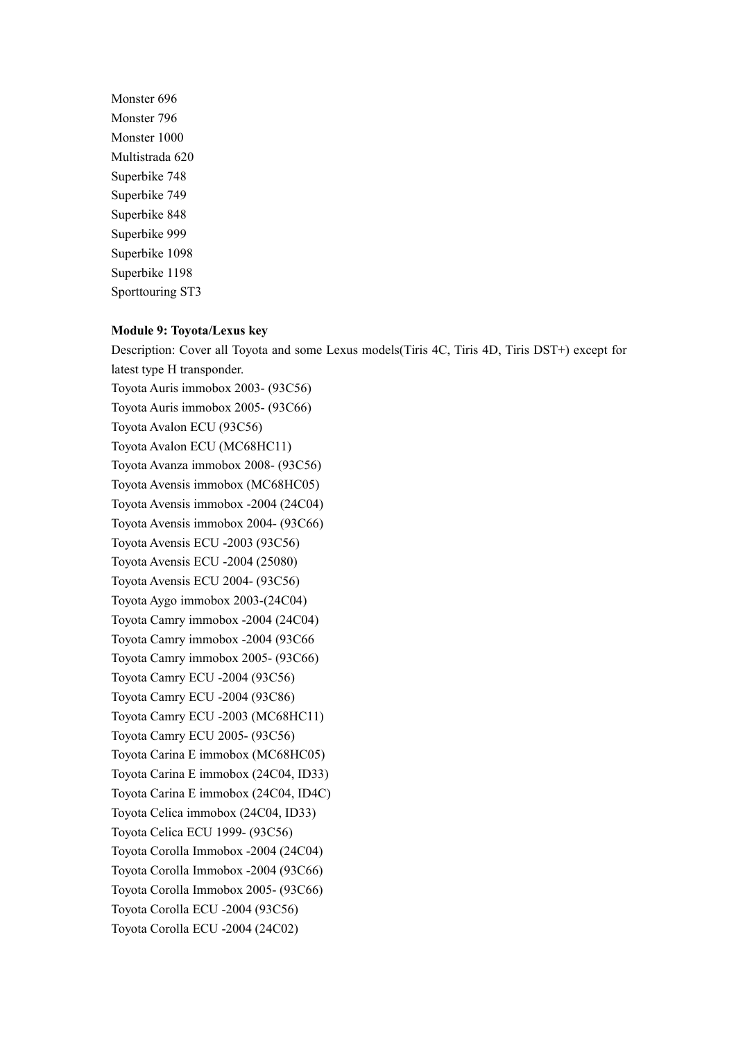Monster 696  
Monster 796  
Monster 1000  
Multistrada 620  
Superbike 748  
Superbike 749  
Superbike 848  
Superbike 999  
Superbike 1098  
Superbike 1198  
Sporttouring ST3

**Module 9: Toyota/Lexus key**

Description: Cover all Toyota and some Lexus models(Tiris 4C, Tiris 4D, Tiris DST+) except for latest type H transponder.

Toyota Auris immobox 2003- (93C56)  
Toyota Auris immobox 2005- (93C66)  
Toyota Avalon ECU (93C56)  
Toyota Avalon ECU (MC68HC11)  
Toyota Avanza immobox 2008- (93C56)  
Toyota Avensis immobox (MC68HC05)  
Toyota Avensis immobox -2004 (24C04)  
Toyota Avensis immobox 2004- (93C66)  
Toyota Avensis ECU -2003 (93C56)  
Toyota Avensis ECU -2004 (25080)  
Toyota Avensis ECU 2004- (93C56)  
Toyota Aygo immobox 2003-(24C04)  
Toyota Camry immobox -2004 (24C04)  
Toyota Camry immobox -2004 (93C66  
Toyota Camry immobox 2005- (93C66)  
Toyota Camry ECU -2004 (93C56)  
Toyota Camry ECU -2004 (93C86)  
Toyota Camry ECU -2003 (MC68HC11)  
Toyota Camry ECU 2005- (93C56)  
Toyota Carina E immobox (MC68HC05)  
Toyota Carina E immobox (24C04, ID33)  
Toyota Carina E immobox (24C04, ID4C)  
Toyota Celica immobox (24C04, ID33)  
Toyota Celica ECU 1999- (93C56)  
Toyota Corolla Immobox -2004 (24C04)  
Toyota Corolla Immobox -2004 (93C66)  
Toyota Corolla Immobox 2005- (93C66)  
Toyota Corolla ECU -2004 (93C56)  
Toyota Corolla ECU -2004 (24C02)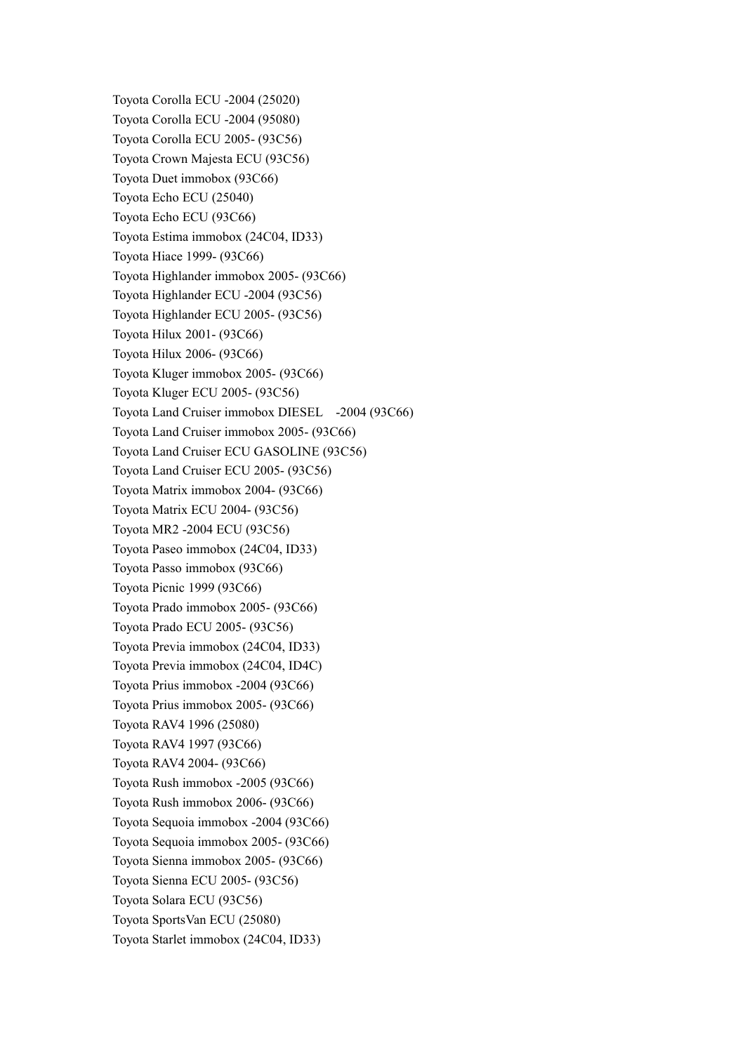Toyota Corolla ECU -2004 (25020)

Toyota Corolla ECU -2004 (95080)

Toyota Corolla ECU 2005- (93C56)

Toyota Crown Majesta ECU (93C56)

Toyota Duet immobox (93C66)

Toyota Echo ECU (25040)

Toyota Echo ECU (93C66)

Toyota Estima immobox (24C04, ID33)

Toyota Hiace 1999- (93C66)

Toyota Highlander immobox 2005- (93C66)

Toyota Highlander ECU -2004 (93C56)

Toyota Highlander ECU 2005- (93C56)

Toyota Hilux 2001- (93C66)

Toyota Hilux 2006- (93C66)

Toyota Kluger immobox 2005- (93C66)

Toyota Kluger ECU 2005- (93C56)

Toyota Land Cruiser immobox DIESEL -2004 (93C66)

Toyota Land Cruiser immobox 2005- (93C66)

Toyota Land Cruiser ECU GASOLINE (93C56)

Toyota Land Cruiser ECU 2005- (93C56)

Toyota Matrix immobox 2004- (93C66)

Toyota Matrix ECU 2004- (93C56)

Toyota MR2 -2004 ECU (93C56)

Toyota Paseo immobox (24C04, ID33)

Toyota Passo immobox (93C66)

Toyota Picnic 1999 (93C66)

Toyota Prado immobox 2005- (93C66)

Toyota Prado ECU 2005- (93C56)

Toyota Previa immobox (24C04, ID33)

Toyota Previa immobox (24C04, ID4C)

Toyota Prius immobox -2004 (93C66)

Toyota Prius immobox 2005- (93C66)

Toyota RAV4 1996 (25080)

Toyota RAV4 1997 (93C66)

Toyota RAV4 2004- (93C66)

Toyota Rush immobox -2005 (93C66)

Toyota Rush immobox 2006- (93C66)

Toyota Sequoia immobox -2004 (93C66)

Toyota Sequoia immobox 2005- (93C66)

Toyota Sienna immobox 2005- (93C66)

Toyota Sienna ECU 2005- (93C56)

Toyota Solara ECU (93C56)

Toyota SportsVan ECU (25080)

Toyota Starlet immobox (24C04, ID33)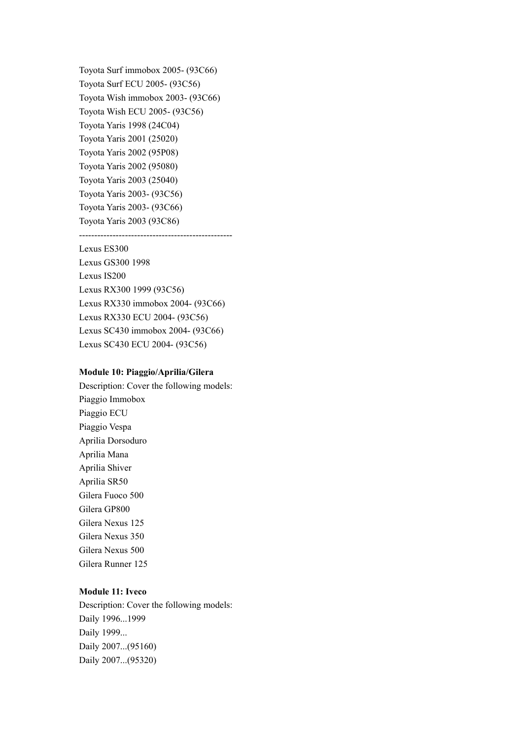Toyota Surf immobox 2005- (93C66)
Toyota Surf ECU 2005- (93C56)
Toyota Wish immobox 2003- (93C66)
Toyota Wish ECU 2005- (93C56)
Toyota Yaris 1998 (24C04)
Toyota Yaris 2001 (25020)
Toyota Yaris 2002 (95P08)
Toyota Yaris 2002 (95080)
Toyota Yaris 2003 (25040)
Toyota Yaris 2003- (93C56)
Toyota Yaris 2003- (93C66)
Toyota Yaris 2003 (93C86)

--------------------------------------------------

Lexus ES300
Lexus GS300 1998
Lexus IS200
Lexus RX300 1999 (93C56)
Lexus RX330 immobox 2004- (93C66)
Lexus RX330 ECU 2004- (93C56)
Lexus SC430 immobox 2004- (93C66)
Lexus SC430 ECU 2004- (93C56)

**Module 10: Piaggio/Aprilia/Gilera**

Description: Cover the following models:
Piaggio Immobox
Piaggio ECU
Piaggio Vespa
Aprilia Dorsoduro
Aprilia Mana
Aprilia Shiver
Aprilia SR50
Gilera Fuoco 500
Gilera GP800
Gilera Nexus 125
Gilera Nexus 350
Gilera Nexus 500
Gilera Runner 125

**Module 11: Iveco**

Description: Cover the following models:
Daily 1996...1999
Daily 1999...
Daily 2007...(95160)
Daily 2007...(95320)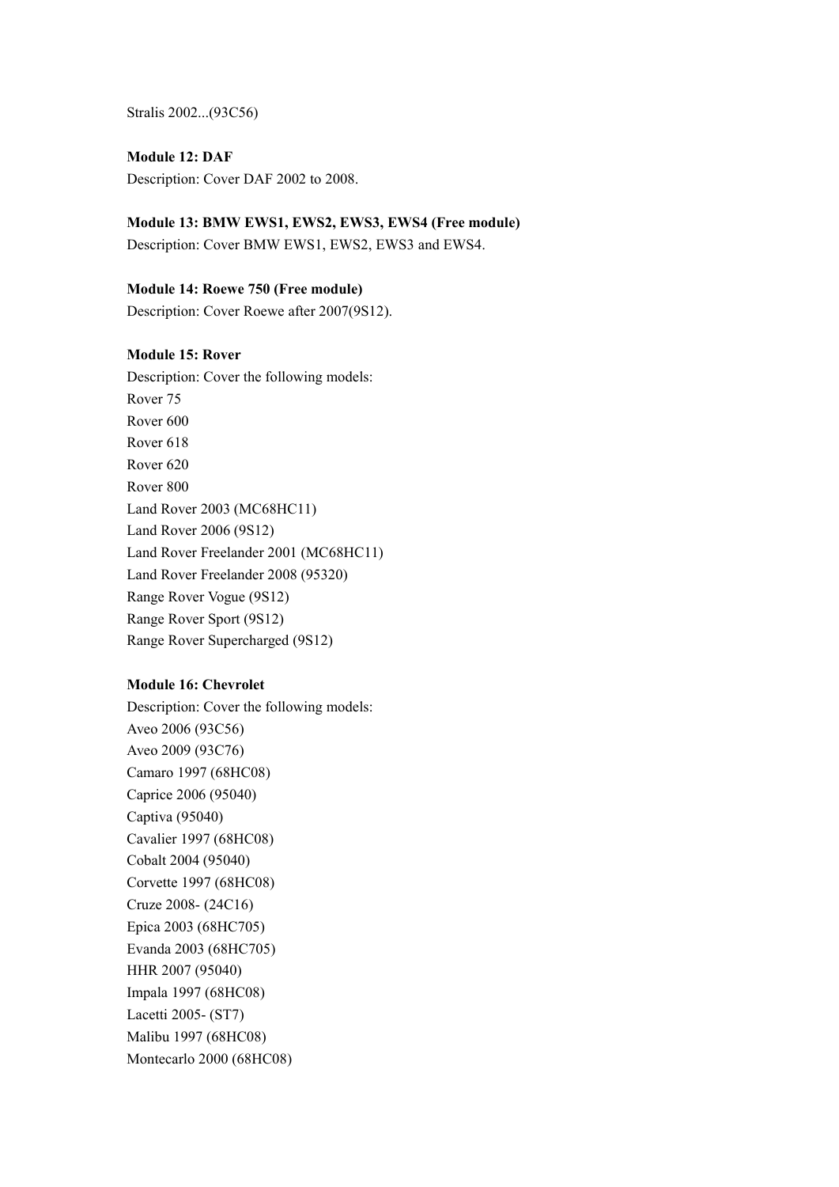Stralis 2002...(93C56)

**Module 12: DAF**

Description: Cover DAF 2002 to 2008.

**Module 13: BMW EWS1, EWS2, EWS3, EWS4 (Free module)**

Description: Cover BMW EWS1, EWS2, EWS3 and EWS4.

**Module 14: Roewe 750 (Free module)**

Description: Cover Roewe after 2007(9S12).

**Module 15: Rover**

Description: Cover the following models:

Rover 75

Rover 600

Rover 618

Rover 620

Rover 800

Land Rover 2003 (MC68HC11)

Land Rover 2006 (9S12)

Land Rover Freelander 2001 (MC68HC11)

Land Rover Freelander 2008 (95320)

Range Rover Vogue (9S12)

Range Rover Sport (9S12)

Range Rover Supercharged (9S12)

**Module 16: Chevrolet**

Description: Cover the following models:

Aveo 2006 (93C56)

Aveo 2009 (93C76)

Camaro 1997 (68HC08)

Caprice 2006 (95040)

Captiva (95040)

Cavalier 1997 (68HC08)

Cobalt 2004 (95040)

Corvette 1997 (68HC08)

Cruze 2008- (24C16)

Epica 2003 (68HC705)

Evanda 2003 (68HC705)

HHR 2007 (95040)

Impala 1997 (68HC08)

Lacetti 2005- (ST7)

Malibu 1997 (68HC08)

Montecarlo 2000 (68HC08)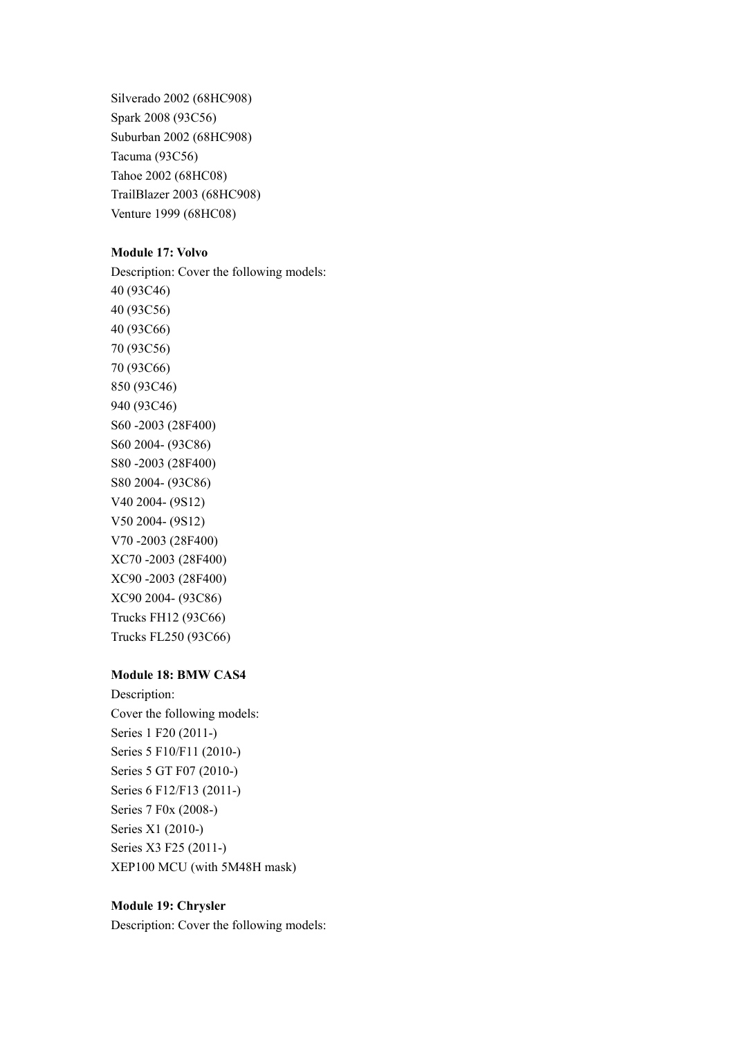Silverado 2002 (68HC908)
Spark 2008 (93C56)
Suburban 2002 (68HC908)
Tacuma (93C56)
Tahoe 2002 (68HC08)
TrailBlazer 2003 (68HC908)
Venture 1999 (68HC08)

**Module 17: Volvo**

Description: Cover the following models:
40 (93C46)
40 (93C56)
40 (93C66)
70 (93C56)
70 (93C66)
850 (93C46)
940 (93C46)
S60 -2003 (28F400)
S60 2004- (93C86)
S80 -2003 (28F400)
S80 2004- (93C86)
V40 2004- (9S12)
V50 2004- (9S12)
V70 -2003 (28F400)
XC70 -2003 (28F400)
XC90 -2003 (28F400)
XC90 2004- (93C86)
Trucks FH12 (93C66)
Trucks FL250 (93C66)

**Module 18: BMW CAS4**

Description:
Cover the following models:
Series 1 F20 (2011-)
Series 5 F10/F11 (2010-)
Series 5 GT F07 (2010-)
Series 6 F12/F13 (2011-)
Series 7 F0x (2008-)
Series X1 (2010-)
Series X3 F25 (2011-)
XEP100 MCU (with 5M48H mask)

**Module 19: Chrysler**

Description: Cover the following models: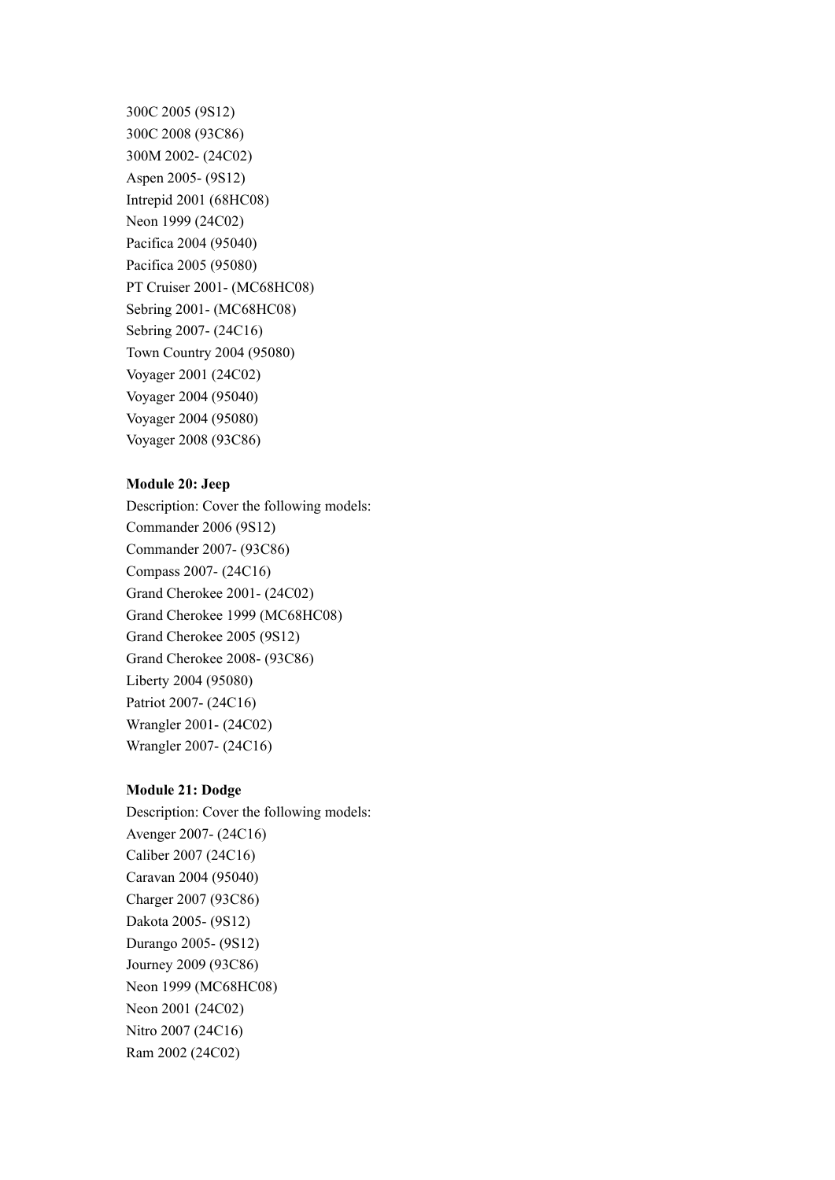300C 2005 (9S12)
300C 2008 (93C86)
300M 2002- (24C02)
Aspen 2005- (9S12)
Intrepid 2001 (68HC08)
Neon 1999 (24C02)
Pacifica 2004 (95040)
Pacifica 2005 (95080)
PT Cruiser 2001- (MC68HC08)
Sebring 2001- (MC68HC08)
Sebring 2007- (24C16)
Town Country 2004 (95080)
Voyager 2001 (24C02)
Voyager 2004 (95040)
Voyager 2004 (95080)
Voyager 2008 (93C86)

**Module 20: Jeep**

Description: Cover the following models:
Commander 2006 (9S12)
Commander 2007- (93C86)
Compass 2007- (24C16)
Grand Cherokee 2001- (24C02)
Grand Cherokee 1999 (MC68HC08)
Grand Cherokee 2005 (9S12)
Grand Cherokee 2008- (93C86)
Liberty 2004 (95080)
Patriot 2007- (24C16)
Wrangler 2001- (24C02)
Wrangler 2007- (24C16)

**Module 21: Dodge**

Description: Cover the following models:
Avenger 2007- (24C16)
Caliber 2007 (24C16)
Caravan 2004 (95040)
Charger 2007 (93C86)
Dakota 2005- (9S12)
Durango 2005- (9S12)
Journey 2009 (93C86)
Neon 1999 (MC68HC08)
Neon 2001 (24C02)
Nitro 2007 (24C16)
Ram 2002 (24C02)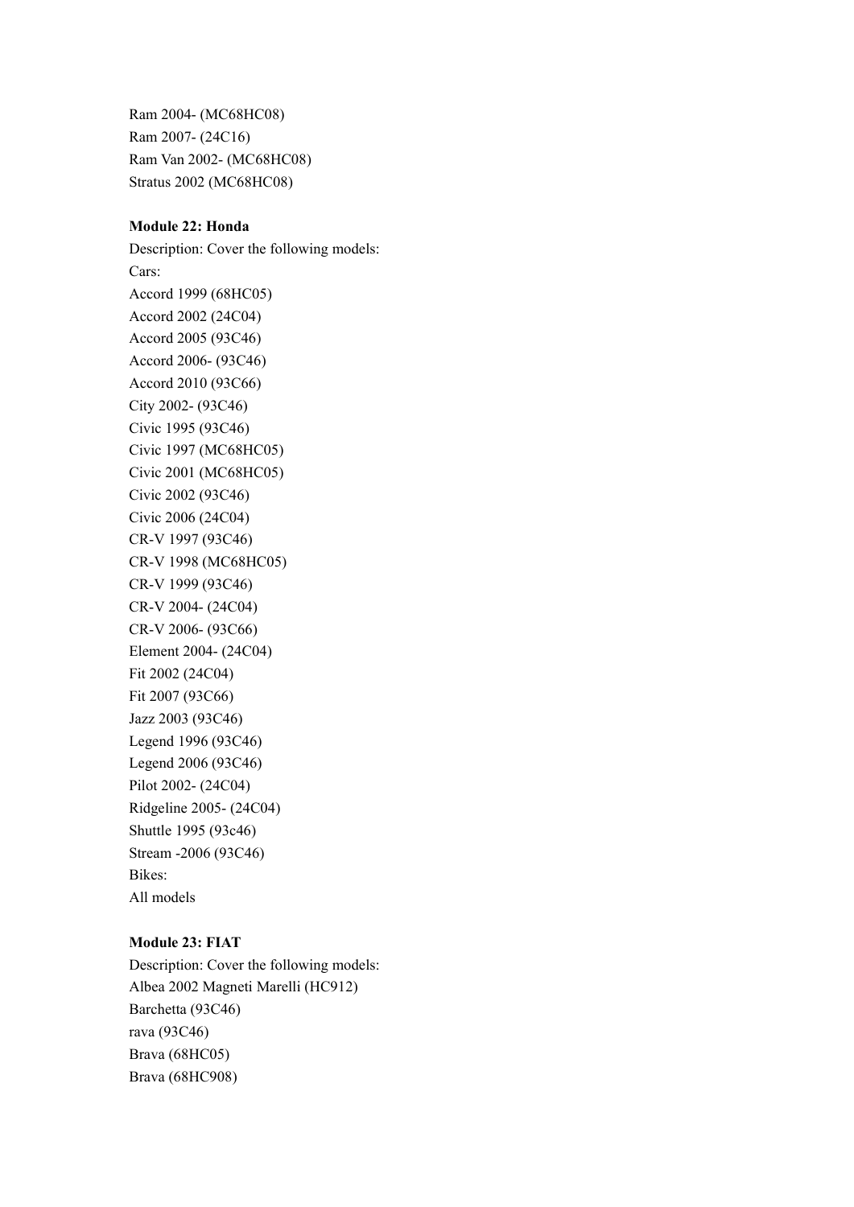Ram 2004- (MC68HC08)
Ram 2007- (24C16)
Ram Van 2002- (MC68HC08)
Stratus 2002 (MC68HC08)

**Module 22: Honda**

Description: Cover the following models:
Cars:
Accord 1999 (68HC05)
Accord 2002 (24C04)
Accord 2005 (93C46)
Accord 2006- (93C46)
Accord 2010 (93C66)
City 2002- (93C46)
Civic 1995 (93C46)
Civic 1997 (MC68HC05)
Civic 2001 (MC68HC05)
Civic 2002 (93C46)
Civic 2006 (24C04)
CR-V 1997 (93C46)
CR-V 1998 (MC68HC05)
CR-V 1999 (93C46)
CR-V 2004- (24C04)
CR-V 2006- (93C66)
Element 2004- (24C04)
Fit 2002 (24C04)
Fit 2007 (93C66)
Jazz 2003 (93C46)
Legend 1996 (93C46)
Legend 2006 (93C46)
Pilot 2002- (24C04)
Ridgeline 2005- (24C04)
Shuttle 1995 (93c46)
Stream -2006 (93C46)
Bikes:
All models

**Module 23: FIAT**

Description: Cover the following models:
Albea 2002 Magneti Marelli (HC912)
Barchetta (93C46)
rava (93C46)
Brava (68HC05)
Brava (68HC908)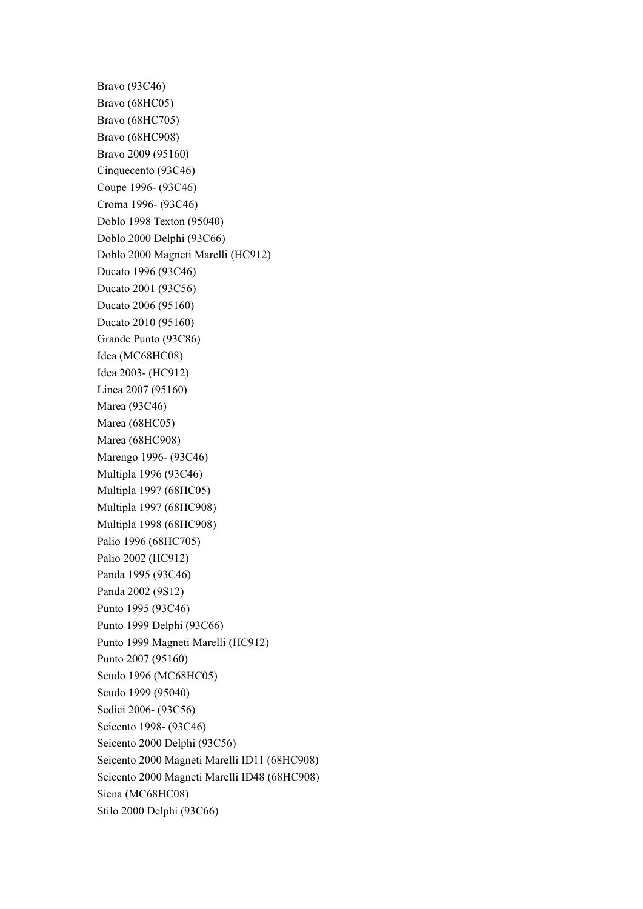Bravo (93C46)
Bravo (68HC05)
Bravo (68HC705)
Bravo (68HC908)
Bravo 2009 (95160)
Cinquecento (93C46)
Coupe 1996- (93C46)
Croma 1996- (93C46)
Doblo 1998 Texton (95040)
Doblo 2000 Delphi (93C66)
Doblo 2000 Magneti Marelli (HC912)
Ducato 1996 (93C46)
Ducato 2001 (93C56)
Ducato 2006 (95160)
Ducato 2010 (95160)
Grande Punto (93C86)
Idea (MC68HC08)
Idea 2003- (HC912)
Linea 2007 (95160)
Marea (93C46)
Marea (68HC05)
Marea (68HC908)
Marengo 1996- (93C46)
Multipla 1996 (93C46)
Multipla 1997 (68HC05)
Multipla 1997 (68HC908)
Multipla 1998 (68HC908)
Palio 1996 (68HC705)
Palio 2002 (HC912)
Panda 1995 (93C46)
Panda 2002 (9S12)
Punto 1995 (93C46)
Punto 1999 Delphi (93C66)
Punto 1999 Magneti Marelli (HC912)
Punto 2007 (95160)
Scudo 1996 (MC68HC05)
Scudo 1999 (95040)
Sedici 2006- (93C56)
Seicento 1998- (93C46)
Seicento 2000 Delphi (93C56)
Seicento 2000 Magneti Marelli ID11 (68HC908)
Seicento 2000 Magneti Marelli ID48 (68HC908)
Siena (MC68HC08)
Stilo 2000 Delphi (93C66)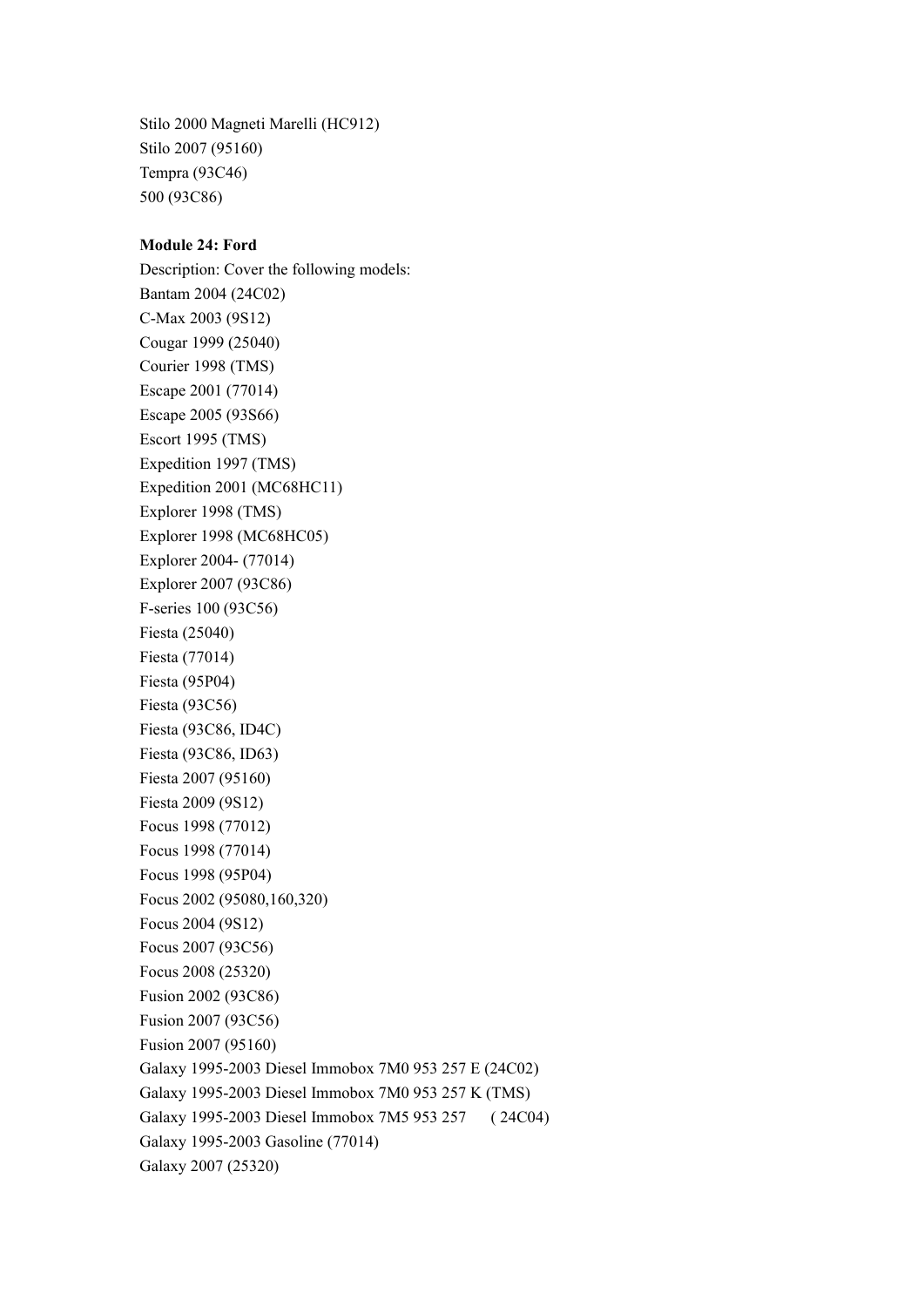Stilo 2000 Magneti Marelli (HC912)
Stilo 2007 (95160)
Tempra (93C46)
500 (93C86)

**Module 24: Ford**
Description: Cover the following models:
Bantam 2004 (24C02)
C-Max 2003 (9S12)
Cougar 1999 (25040)
Courier 1998 (TMS)
Escape 2001 (77014)
Escape 2005 (93S66)
Escort 1995 (TMS)
Expedition 1997 (TMS)
Expedition 2001 (MC68HC11)
Explorer 1998 (TMS)
Explorer 1998 (MC68HC05)
Explorer 2004- (77014)
Explorer 2007 (93C86)
F-series 100 (93C56)
Fiesta (25040)
Fiesta (77014)
Fiesta (95P04)
Fiesta (93C56)
Fiesta (93C86, ID4C)
Fiesta (93C86, ID63)
Fiesta 2007 (95160)
Fiesta 2009 (9S12)
Focus 1998 (77012)
Focus 1998 (77014)
Focus 1998 (95P04)
Focus 2002 (95080,160,320)
Focus 2004 (9S12)
Focus 2007 (93C56)
Focus 2008 (25320)
Fusion 2002 (93C86)
Fusion 2007 (93C56)
Fusion 2007 (95160)
Galaxy 1995-2003 Diesel Immobox 7M0 953 257 E (24C02)
Galaxy 1995-2003 Diesel Immobox 7M0 953 257 K (TMS)
Galaxy 1995-2003 Diesel Immobox 7M5 953 257 ( 24C04)
Galaxy 1995-2003 Gasoline (77014)
Galaxy 2007 (25320)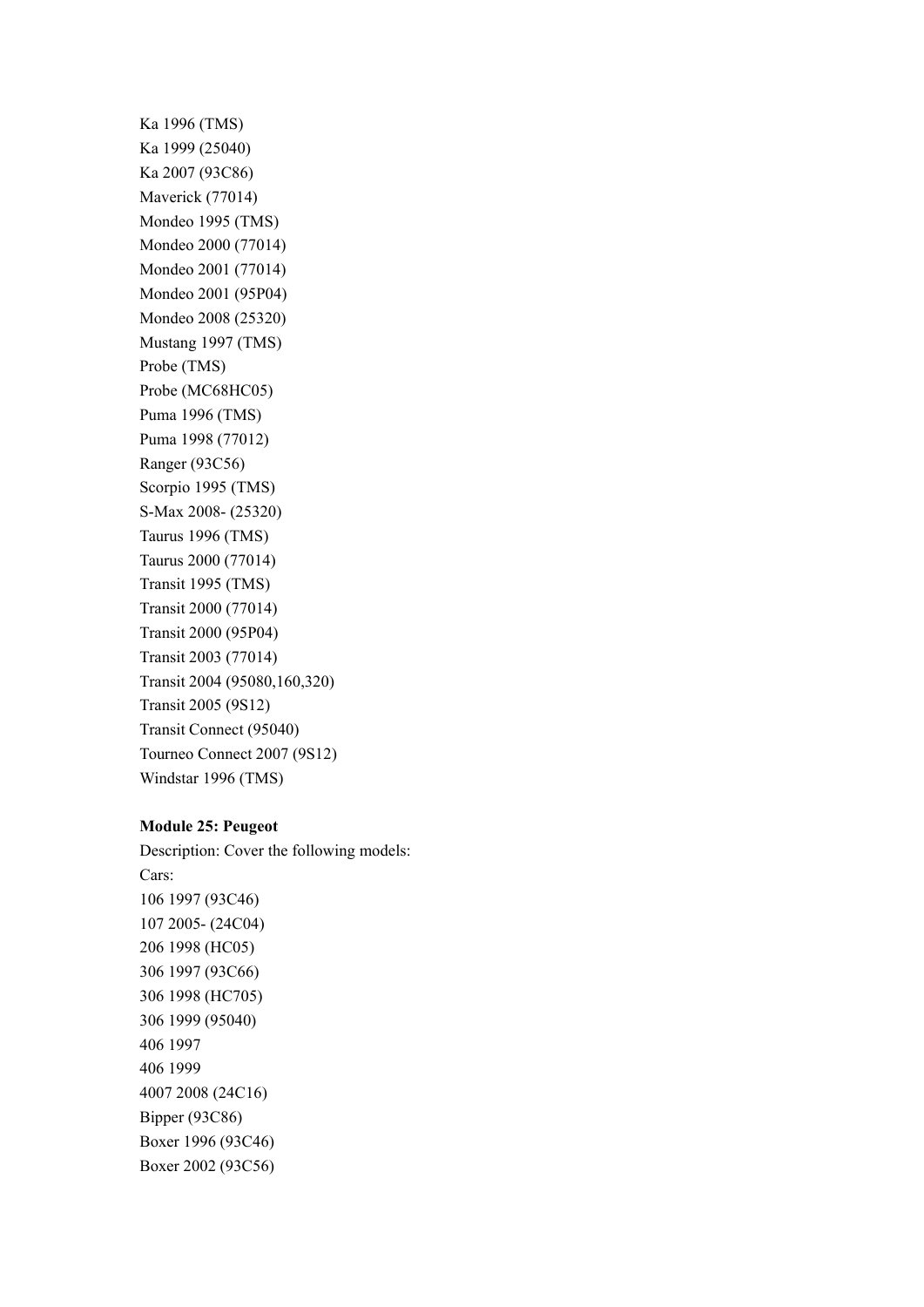Ka 1996 (TMS)
Ka 1999 (25040)
Ka 2007 (93C86)
Maverick (77014)
Mondeo 1995 (TMS)
Mondeo 2000 (77014)
Mondeo 2001 (77014)
Mondeo 2001 (95P04)
Mondeo 2008 (25320)
Mustang 1997 (TMS)
Probe (TMS)
Probe (MC68HC05)
Puma 1996 (TMS)
Puma 1998 (77012)
Ranger (93C56)
Scorpio 1995 (TMS)
S-Max 2008- (25320)
Taurus 1996 (TMS)
Taurus 2000 (77014)
Transit 1995 (TMS)
Transit 2000 (77014)
Transit 2000 (95P04)
Transit 2003 (77014)
Transit 2004 (95080,160,320)
Transit 2005 (9S12)
Transit Connect (95040)
Tourneo Connect 2007 (9S12)
Windstar 1996 (TMS)

**Module 25: Peugeot**

Description: Cover the following models:
Cars:
106 1997 (93C46)
107 2005- (24C04)
206 1998 (HC05)
306 1997 (93C66)
306 1998 (HC705)
306 1999 (95040)
406 1997
406 1999
4007 2008 (24C16)
Bipper (93C86)
Boxer 1996 (93C46)
Boxer 2002 (93C56)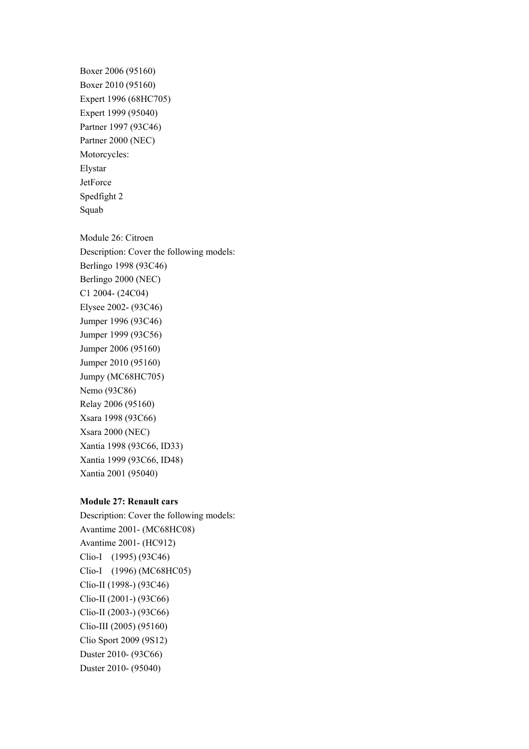Boxer 2006 (95160)

Boxer 2010 (95160)

Expert 1996 (68HC705)

Expert 1999 (95040)

Partner 1997 (93C46)

Partner 2000 (NEC)

Motorcycles:

Elystar

JetForce

Spedfight 2

Squab

Module 26: Citroen

Description: Cover the following models:

Berlingo 1998 (93C46)

Berlingo 2000 (NEC)

C1 2004- (24C04)

Elysee 2002- (93C46)

Jumper 1996 (93C46)

Jumper 1999 (93C56)

Jumper 2006 (95160)

Jumper 2010 (95160)

Jumpy (MC68HC705)

Nemo (93C86)

Relay 2006 (95160)

Xsara 1998 (93C66)

Xsara 2000 (NEC)

Xantia 1998 (93C66, ID33)

Xantia 1999 (93C66, ID48)

Xantia 2001 (95040)

**Module 27: Renault cars**

Description: Cover the following models:

Avantime 2001- (MC68HC08)

Avantime 2001- (HC912)

Clio-I (1995) (93C46)

Clio-I (1996) (MC68HC05)

Clio-II (1998-) (93C46)

Clio-II (2001-) (93C66)

Clio-II (2003-) (93C66)

Clio-III (2005) (95160)

Clio Sport 2009 (9S12)

Duster 2010- (93C66)

Duster 2010- (95040)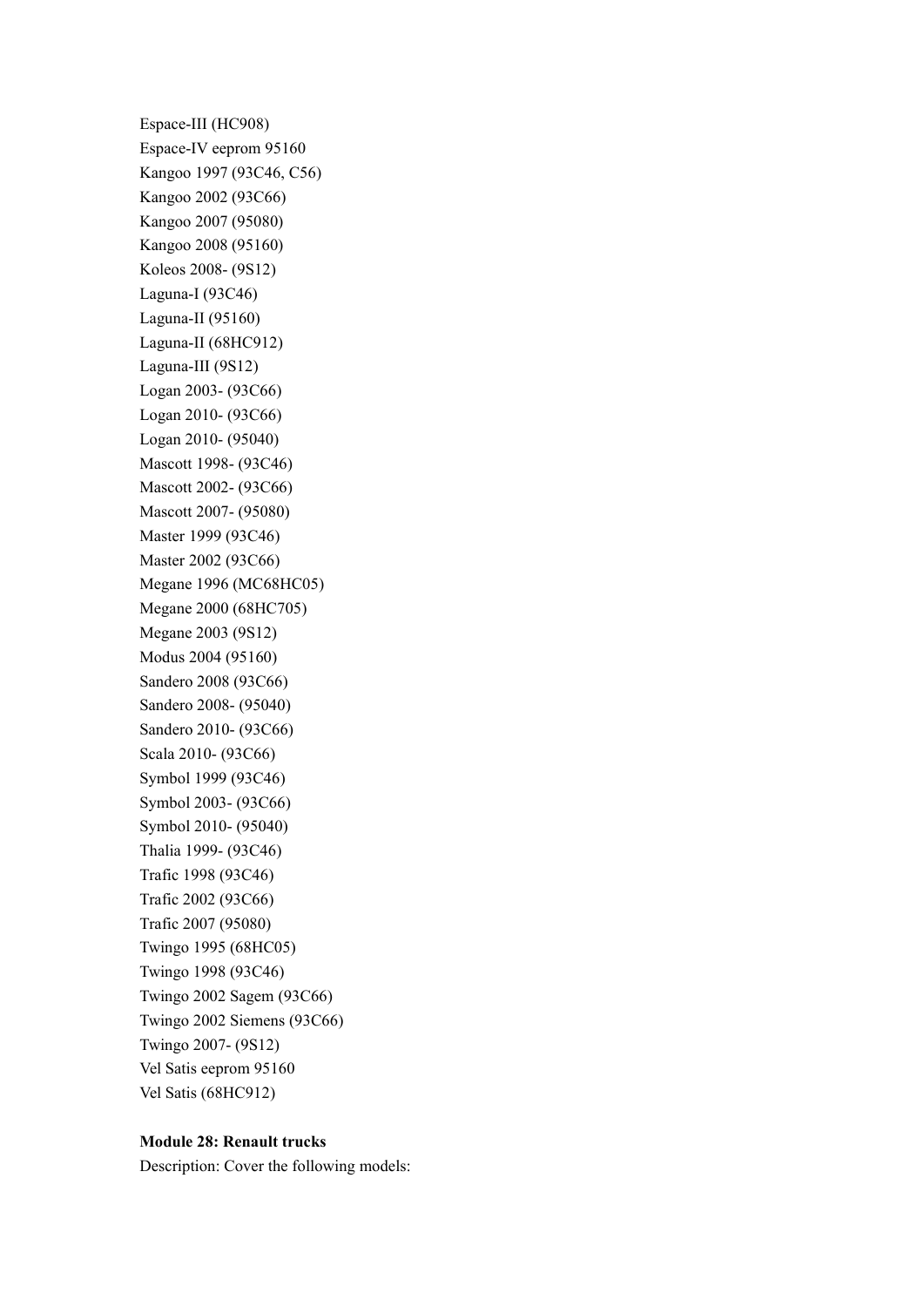Espace-III (HC908)
Espace-IV eeprom 95160
Kangoo 1997 (93C46, C56)
Kangoo 2002 (93C66)
Kangoo 2007 (95080)
Kangoo 2008 (95160)
Koleos 2008- (9S12)
Laguna-I (93C46)
Laguna-II (95160)
Laguna-II (68HC912)
Laguna-III (9S12)
Logan 2003- (93C66)
Logan 2010- (93C66)
Logan 2010- (95040)
Mascott 1998- (93C46)
Mascott 2002- (93C66)
Mascott 2007- (95080)
Master 1999 (93C46)
Master 2002 (93C66)
Megane 1996 (MC68HC05)
Megane 2000 (68HC705)
Megane 2003 (9S12)
Modus 2004 (95160)
Sandero 2008 (93C66)
Sandero 2008- (95040)
Sandero 2010- (93C66)
Scala 2010- (93C66)
Symbol 1999 (93C46)
Symbol 2003- (93C66)
Symbol 2010- (95040)
Thalia 1999- (93C46)
Trafic 1998 (93C46)
Trafic 2002 (93C66)
Trafic 2007 (95080)
Twingo 1995 (68HC05)
Twingo 1998 (93C46)
Twingo 2002 Sagem (93C66)
Twingo 2002 Siemens (93C66)
Twingo 2007- (9S12)
Vel Satis eeprom 95160
Vel Satis (68HC912)

**Module 28: Renault trucks**

Description: Cover the following models: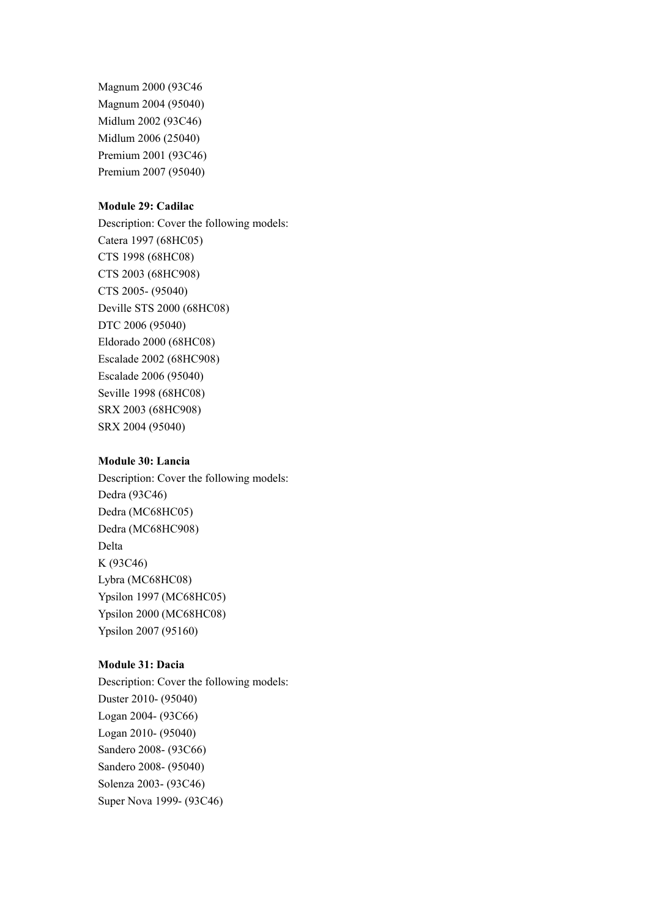Magnum 2000 (93C46
Magnum 2004 (95040)
Midlum 2002 (93C46)
Midlum 2006 (25040)
Premium 2001 (93C46)
Premium 2007 (95040)

**Module 29: Cadilac**

Description: Cover the following models:
Catera 1997 (68HC05)
CTS 1998 (68HC08)
CTS 2003 (68HC908)
CTS 2005- (95040)
Deville STS 2000 (68HC08)
DTC 2006 (95040)
Eldorado 2000 (68HC08)
Escalade 2002 (68HC908)
Escalade 2006 (95040)
Seville 1998 (68HC08)
SRX 2003 (68HC908)
SRX 2004 (95040)

**Module 30: Lancia**

Description: Cover the following models:
Dedra (93C46)
Dedra (MC68HC05)
Dedra (MC68HC908)
Delta
K (93C46)
Lybra (MC68HC08)
Ypsilon 1997 (MC68HC05)
Ypsilon 2000 (MC68HC08)
Ypsilon 2007 (95160)

**Module 31: Dacia**

Description: Cover the following models:
Duster 2010- (95040)
Logan 2004- (93C66)
Logan 2010- (95040)
Sandero 2008- (93C66)
Sandero 2008- (95040)
Solenza 2003- (93C46)
Super Nova 1999- (93C46)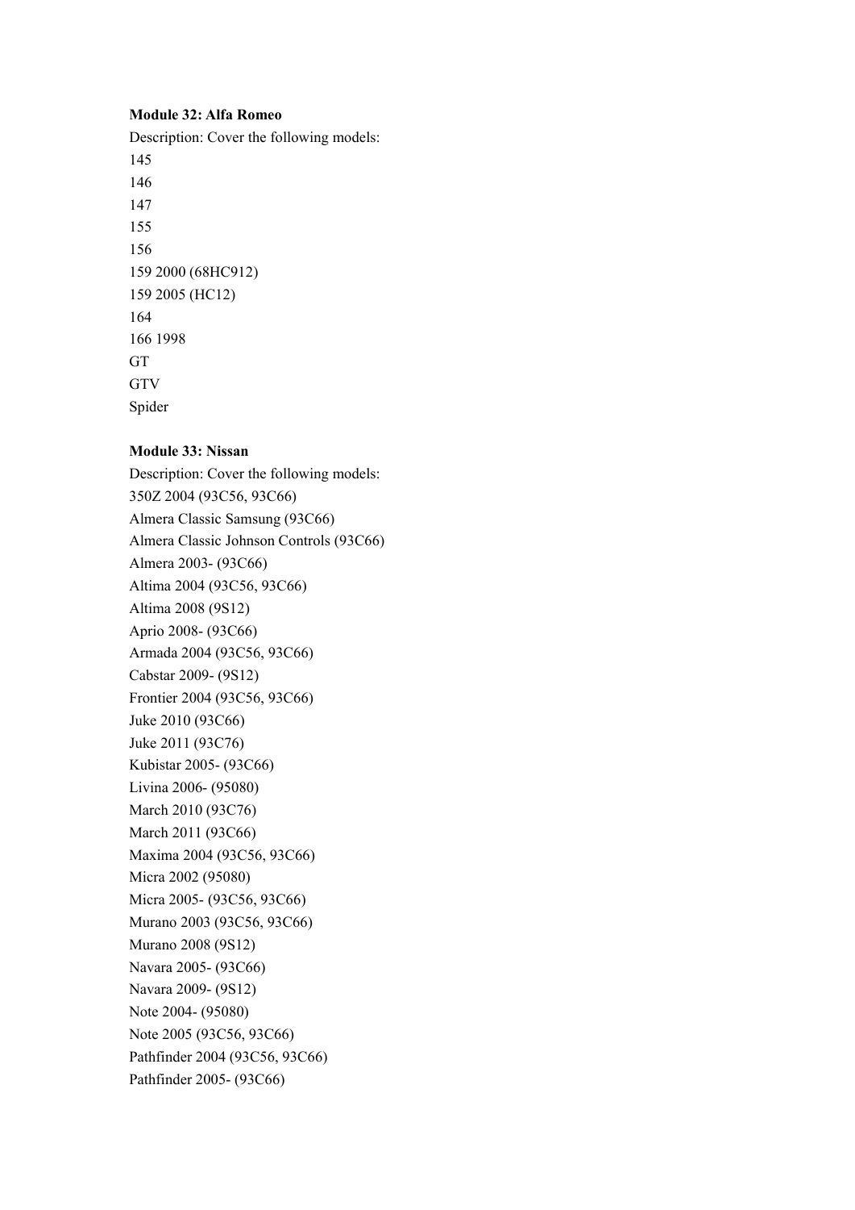**Module 32: Alfa Romeo**

Description: Cover the following models:

145

146

147

155

156

159 2000 (68HC912)

159 2005 (HC12)

164

166 1998

GT

GTV

Spider

**Module 33: Nissan**

Description: Cover the following models:

350Z 2004 (93C56, 93C66)

Almera Classic Samsung (93C66)

Almera Classic Johnson Controls (93C66)

Almera 2003- (93C66)

Altima 2004 (93C56, 93C66)

Altima 2008 (9S12)

Aprio 2008- (93C66)

Armada 2004 (93C56, 93C66)

Cabstar 2009- (9S12)

Frontier 2004 (93C56, 93C66)

Juke 2010 (93C66)

Juke 2011 (93C76)

Kubistar 2005- (93C66)

Livina 2006- (95080)

March 2010 (93C76)

March 2011 (93C66)

Maxima 2004 (93C56, 93C66)

Micra 2002 (95080)

Micra 2005- (93C56, 93C66)

Murano 2003 (93C56, 93C66)

Murano 2008 (9S12)

Navara 2005- (93C66)

Navara 2009- (9S12)

Note 2004- (95080)

Note 2005 (93C56, 93C66)

Pathfinder 2004 (93C56, 93C66)

Pathfinder 2005- (93C66)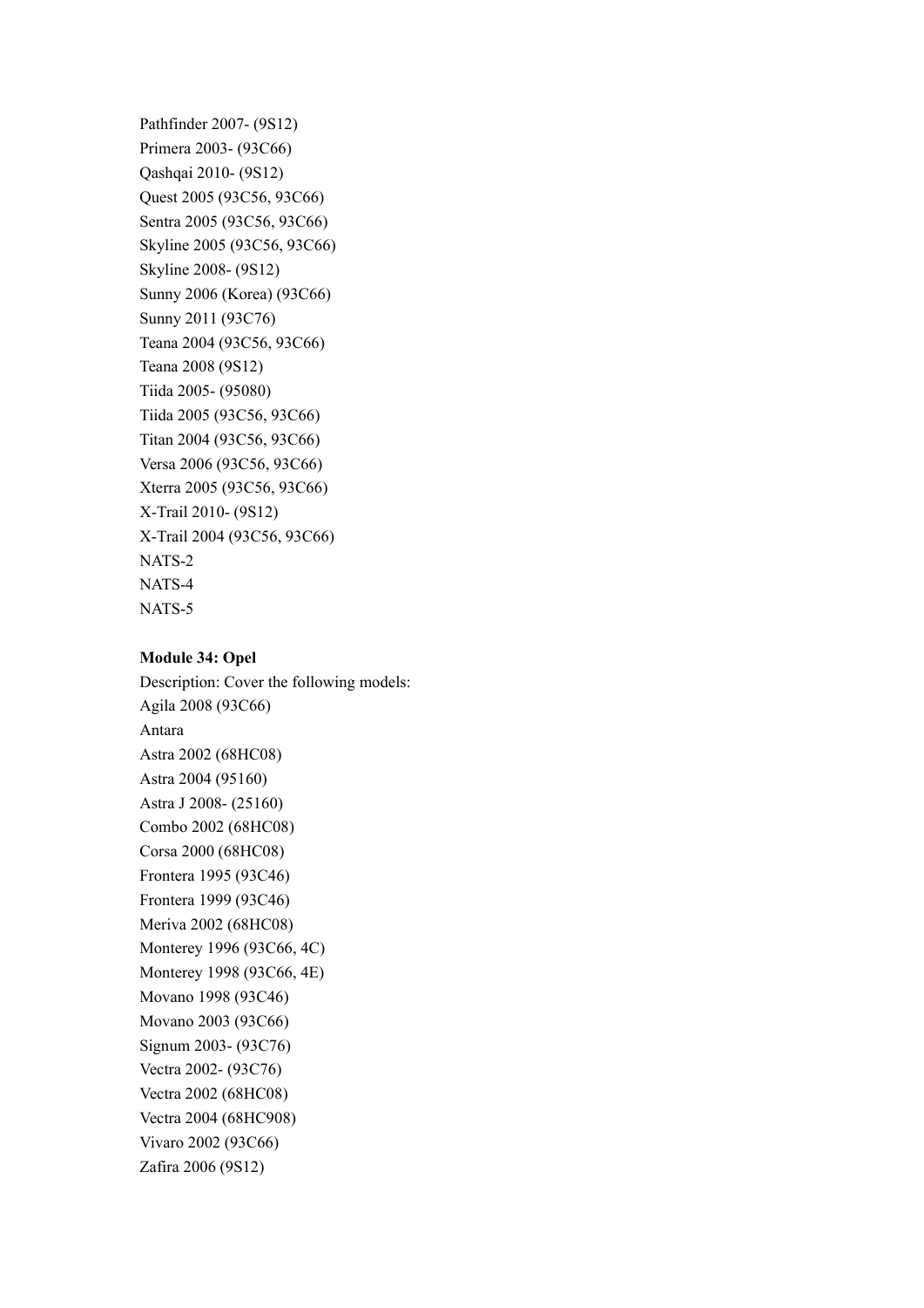Pathfinder 2007- (9S12)
Primera 2003- (93C66)
Qashqai 2010- (9S12)
Quest 2005 (93C56, 93C66)
Sentra 2005 (93C56, 93C66)
Skyline 2005 (93C56, 93C66)
Skyline 2008- (9S12)
Sunny 2006 (Korea) (93C66)
Sunny 2011 (93C76)
Teana 2004 (93C56, 93C66)
Teana 2008 (9S12)
Tiida 2005- (95080)
Tiida 2005 (93C56, 93C66)
Titan 2004 (93C56, 93C66)
Versa 2006 (93C56, 93C66)
Xterra 2005 (93C56, 93C66)
X-Trail 2010- (9S12)
X-Trail 2004 (93C56, 93C66)
NATS-2
NATS-4
NATS-5

**Module 34: Opel**

Description: Cover the following models:
Agila 2008 (93C66)
Antara
Astra 2002 (68HC08)
Astra 2004 (95160)
Astra J 2008- (25160)
Combo 2002 (68HC08)
Corsa 2000 (68HC08)
Frontera 1995 (93C46)
Frontera 1999 (93C46)
Meriva 2002 (68HC08)
Monterey 1996 (93C66, 4C)
Monterey 1998 (93C66, 4E)
Movano 1998 (93C46)
Movano 2003 (93C66)
Signum 2003- (93C76)
Vectra 2002- (93C76)
Vectra 2002 (68HC08)
Vectra 2004 (68HC908)
Vivaro 2002 (93C66)
Zafira 2006 (9S12)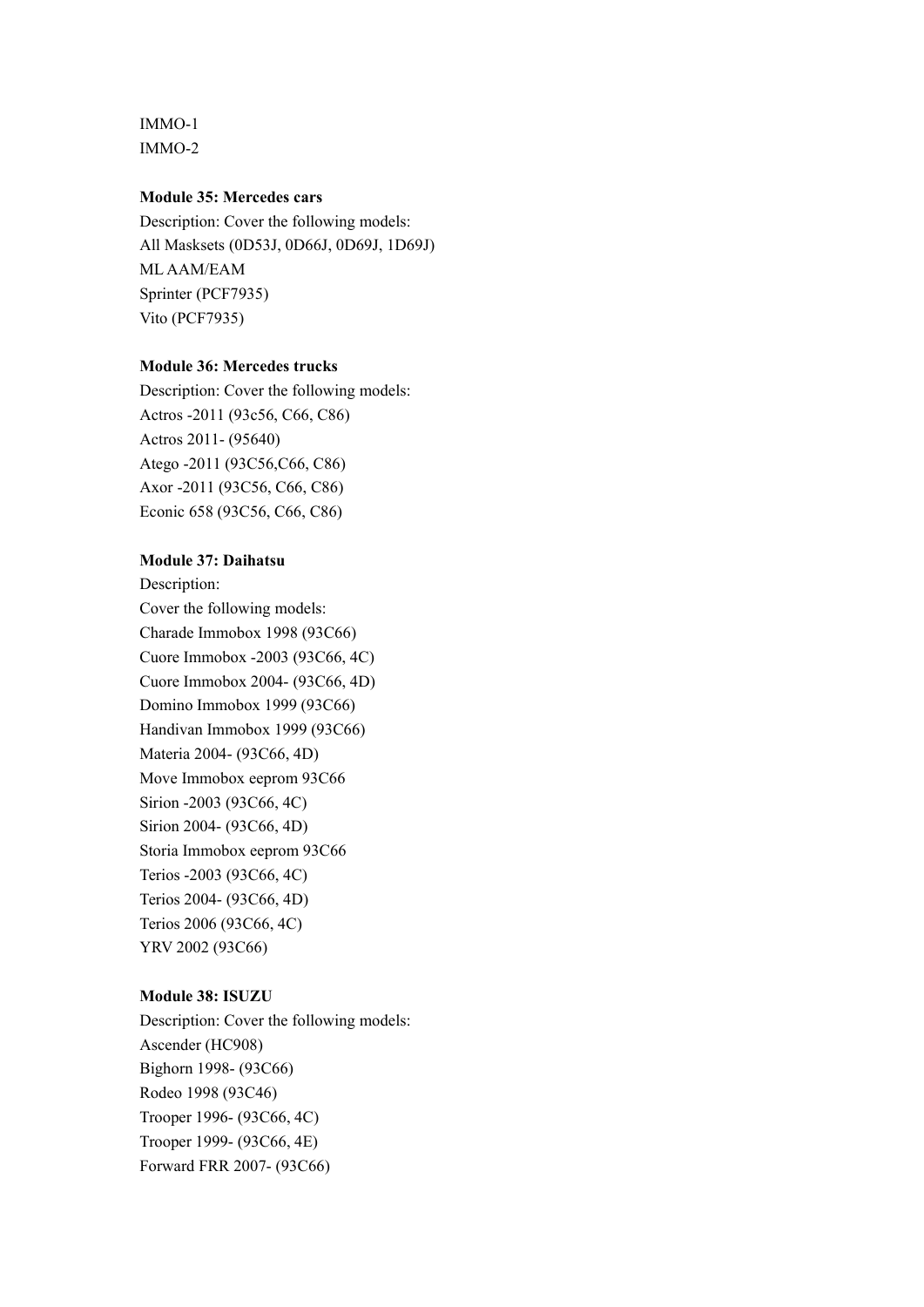IMMO-1
IMMO-2

**Module 35: Mercedes cars**

Description: Cover the following models:
All Masksets (0D53J, 0D66J, 0D69J, 1D69J)
ML AAM/EAM
Sprinter (PCF7935)
Vito (PCF7935)

**Module 36: Mercedes trucks**

Description: Cover the following models:
Actros -2011 (93c56, C66, C86)
Actros 2011- (95640)
Atego -2011 (93C56,C66, C86)
Axor -2011 (93C56, C66, C86)
Econic 658 (93C56, C66, C86)

**Module 37: Daihatsu**

Description:
Cover the following models:
Charade Immobox 1998 (93C66)
Cuore Immobox -2003 (93C66, 4C)
Cuore Immobox 2004- (93C66, 4D)
Domino Immobox 1999 (93C66)
Handivan Immobox 1999 (93C66)
Materia 2004- (93C66, 4D)
Move Immobox eeprom 93C66
Sirion -2003 (93C66, 4C)
Sirion 2004- (93C66, 4D)
Storia Immobox eeprom 93C66
Terios -2003 (93C66, 4C)
Terios 2004- (93C66, 4D)
Terios 2006 (93C66, 4C)
YRV 2002 (93C66)

**Module 38: ISUZU**

Description: Cover the following models:
Ascender (HC908)
Bighorn 1998- (93C66)
Rodeo 1998 (93C46)
Trooper 1996- (93C66, 4C)
Trooper 1999- (93C66, 4E)
Forward FRR 2007- (93C66)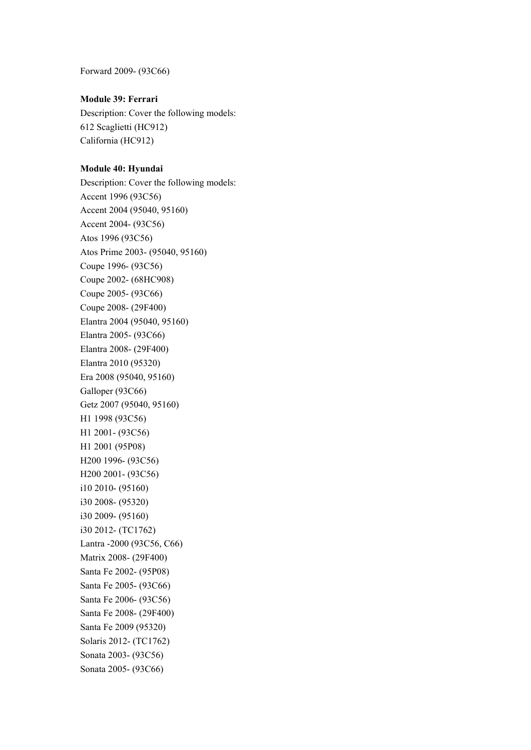Forward 2009- (93C66)

**Module 39: Ferrari**

Description: Cover the following models:
612 Scaglietti (HC912)
California (HC912)

**Module 40: Hyundai**

Description: Cover the following models:
Accent 1996 (93C56)
Accent 2004 (95040, 95160)
Accent 2004- (93C56)
Atos 1996 (93C56)
Atos Prime 2003- (95040, 95160)
Coupe 1996- (93C56)
Coupe 2002- (68HC908)
Coupe 2005- (93C66)
Coupe 2008- (29F400)
Elantra 2004 (95040, 95160)
Elantra 2005- (93C66)
Elantra 2008- (29F400)
Elantra 2010 (95320)
Era 2008 (95040, 95160)
Galloper (93C66)
Getz 2007 (95040, 95160)
H1 1998 (93C56)
H1 2001- (93C56)
H1 2001 (95P08)
H200 1996- (93C56)
H200 2001- (93C56)
i10 2010- (95160)
i30 2008- (95320)
i30 2009- (95160)
i30 2012- (TC1762)
Lantra -2000 (93C56, C66)
Matrix 2008- (29F400)
Santa Fe 2002- (95P08)
Santa Fe 2005- (93C66)
Santa Fe 2006- (93C56)
Santa Fe 2008- (29F400)
Santa Fe 2009 (95320)
Solaris 2012- (TC1762)
Sonata 2003- (93C56)
Sonata 2005- (93C66)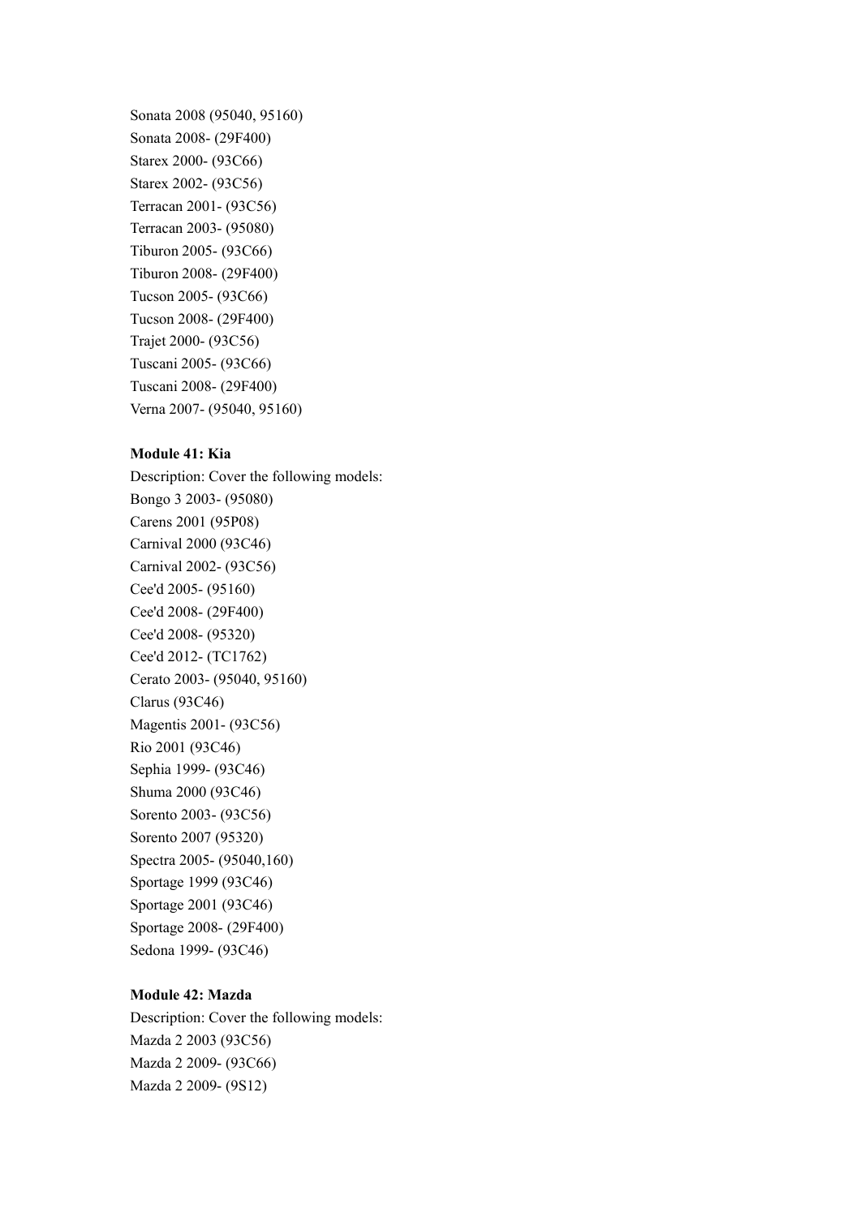Sonata 2008 (95040, 95160)
Sonata 2008- (29F400)
Starex 2000- (93C66)
Starex 2002- (93C56)
Terracan 2001- (93C56)
Terracan 2003- (95080)
Tiburon 2005- (93C66)
Tiburon 2008- (29F400)
Tucson 2005- (93C66)
Tucson 2008- (29F400)
Trajet 2000- (93C56)
Tuscani 2005- (93C66)
Tuscani 2008- (29F400)
Verna 2007- (95040, 95160)

**Module 41: Kia**

Description: Cover the following models:
Bongo 3 2003- (95080)
Carens 2001 (95P08)
Carnival 2000 (93C46)
Carnival 2002- (93C56)
Cee'd 2005- (95160)
Cee'd 2008- (29F400)
Cee'd 2008- (95320)
Cee'd 2012- (TC1762)
Cerato 2003- (95040, 95160)
Clarus (93C46)
Magentis 2001- (93C56)
Rio 2001 (93C46)
Sephia 1999- (93C46)
Shuma 2000 (93C46)
Sorento 2003- (93C56)
Sorento 2007 (95320)
Spectra 2005- (95040,160)
Sportage 1999 (93C46)
Sportage 2001 (93C46)
Sportage 2008- (29F400)
Sedona 1999- (93C46)

**Module 42: Mazda**

Description: Cover the following models:
Mazda 2 2003 (93C56)
Mazda 2 2009- (93C66)
Mazda 2 2009- (9S12)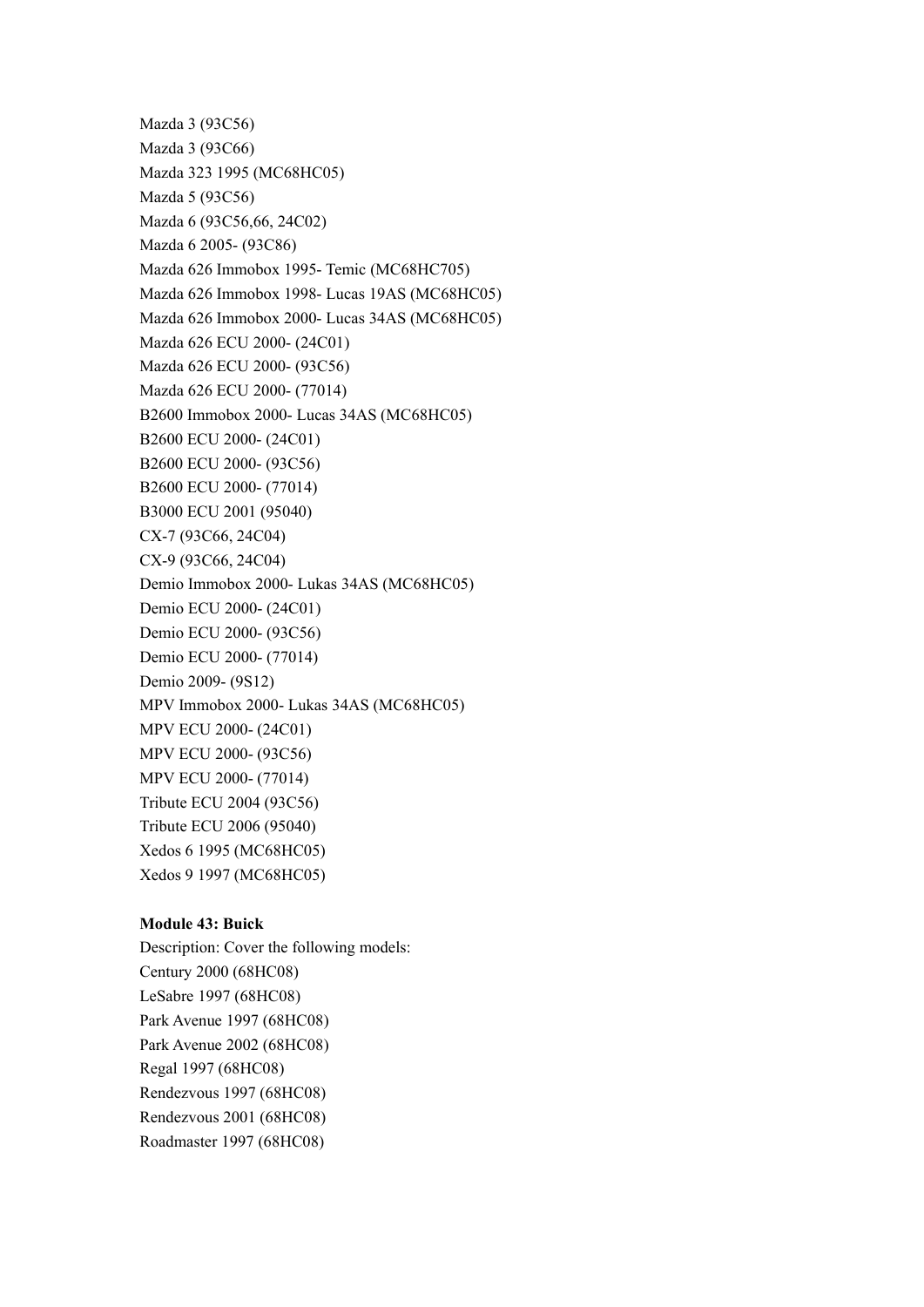Mazda 3 (93C56)
Mazda 3 (93C66)
Mazda 323 1995 (MC68HC05)
Mazda 5 (93C56)
Mazda 6 (93C56,66, 24C02)
Mazda 6 2005- (93C86)
Mazda 626 Immobox 1995- Temic (MC68HC705)
Mazda 626 Immobox 1998- Lucas 19AS (MC68HC05)
Mazda 626 Immobox 2000- Lucas 34AS (MC68HC05)
Mazda 626 ECU 2000- (24C01)
Mazda 626 ECU 2000- (93C56)
Mazda 626 ECU 2000- (77014)
B2600 Immobox 2000- Lucas 34AS (MC68HC05)
B2600 ECU 2000- (24C01)
B2600 ECU 2000- (93C56)
B2600 ECU 2000- (77014)
B3000 ECU 2001 (95040)
CX-7 (93C66, 24C04)
CX-9 (93C66, 24C04)
Demio Immobox 2000- Lukas 34AS (MC68HC05)
Demio ECU 2000- (24C01)
Demio ECU 2000- (93C56)
Demio ECU 2000- (77014)
Demio 2009- (9S12)
MPV Immobox 2000- Lukas 34AS (MC68HC05)
MPV ECU 2000- (24C01)
MPV ECU 2000- (93C56)
MPV ECU 2000- (77014)
Tribute ECU 2004 (93C56)
Tribute ECU 2006 (95040)
Xedos 6 1995 (MC68HC05)
Xedos 9 1997 (MC68HC05)

**Module 43: Buick**

Description: Cover the following models:
Century 2000 (68HC08)
LeSabre 1997 (68HC08)
Park Avenue 1997 (68HC08)
Park Avenue 2002 (68HC08)
Regal 1997 (68HC08)
Rendezvous 1997 (68HC08)
Rendezvous 2001 (68HC08)
Roadmaster 1997 (68HC08)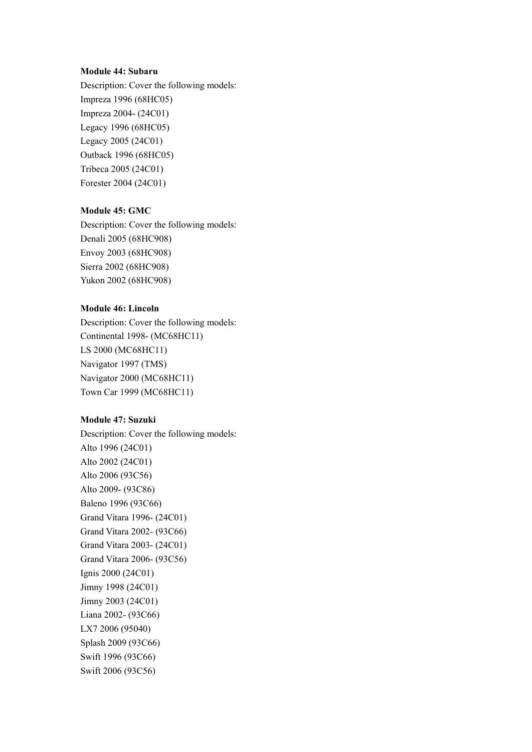**Module 44: Subaru**

Description: Cover the following models:
Impreza 1996 (68HC05)
Impreza 2004- (24C01)
Legacy 1996 (68HC05)
Legacy 2005 (24C01)
Outback 1996 (68HC05)
Tribeca 2005 (24C01)
Forester 2004 (24C01)

**Module 45: GMC**

Description: Cover the following models:
Denali 2005 (68HC908)
Envoy 2003 (68HC908)
Sierra 2002 (68HC908)
Yukon 2002 (68HC908)

**Module 46: Lincoln**

Description: Cover the following models:
Continental 1998- (MC68HC11)
LS 2000 (MC68HC11)
Navigator 1997 (TMS)
Navigator 2000 (MC68HC11)
Town Car 1999 (MC68HC11)

**Module 47: Suzuki**

Description: Cover the following models:
Alto 1996 (24C01)
Alto 2002 (24C01)
Alto 2006 (93C56)
Alto 2009- (93C86)
Baleno 1996 (93C66)
Grand Vitara 1996- (24C01)
Grand Vitara 2002- (93C66)
Grand Vitara 2003- (24C01)
Grand Vitara 2006- (93C56)
Ignis 2000 (24C01)
Jimny 1998 (24C01)
Jimny 2003 (24C01)
Liana 2002- (93C66)
LX7 2006 (95040)
Splash 2009 (93C66)
Swift 1996 (93C66)
Swift 2006 (93C56)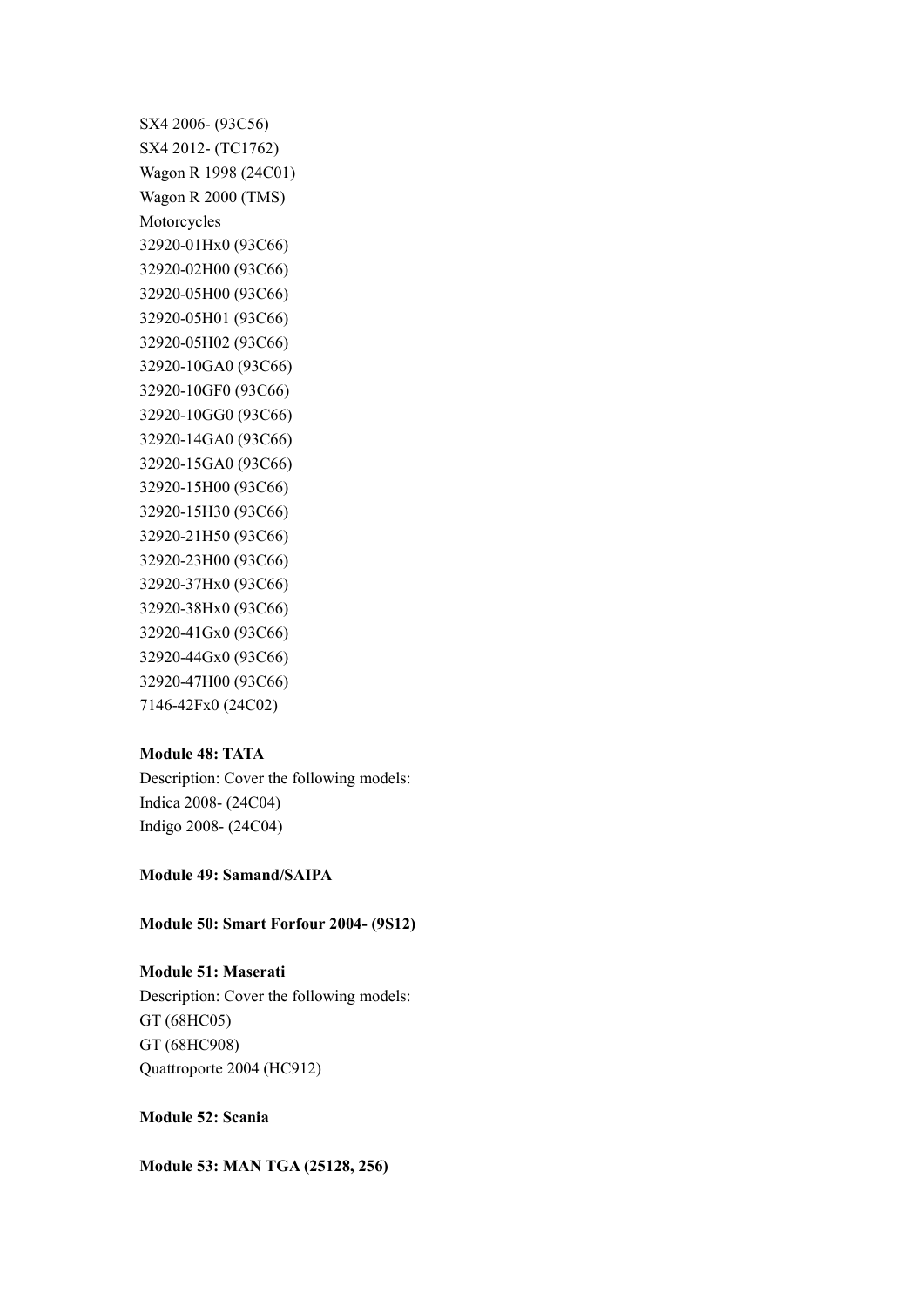SX4 2006- (93C56)
SX4 2012- (TC1762)
Wagon R 1998 (24C01)
Wagon R 2000 (TMS)
Motorcycles
32920-01Hx0 (93C66)
32920-02H00 (93C66)
32920-05H00 (93C66)
32920-05H01 (93C66)
32920-05H02 (93C66)
32920-10GA0 (93C66)
32920-10GF0 (93C66)
32920-10GG0 (93C66)
32920-14GA0 (93C66)
32920-15GA0 (93C66)
32920-15H00 (93C66)
32920-15H30 (93C66)
32920-21H50 (93C66)
32920-23H00 (93C66)
32920-37Hx0 (93C66)
32920-38Hx0 (93C66)
32920-41Gx0 (93C66)
32920-44Gx0 (93C66)
32920-47H00 (93C66)
7146-42Fx0 (24C02)

**Module 48: TATA**

Description: Cover the following models:
Indica 2008- (24C04)
Indigo 2008- (24C04)

**Module 49: Samand/SAIPA**

**Module 50: Smart Forfour 2004- (9S12)**

**Module 51: Maserati**

Description: Cover the following models:
GT (68HC05)
GT (68HC908)
Quattroporte 2004 (HC912)

**Module 52: Scania**

**Module 53: MAN TGA (25128, 256)**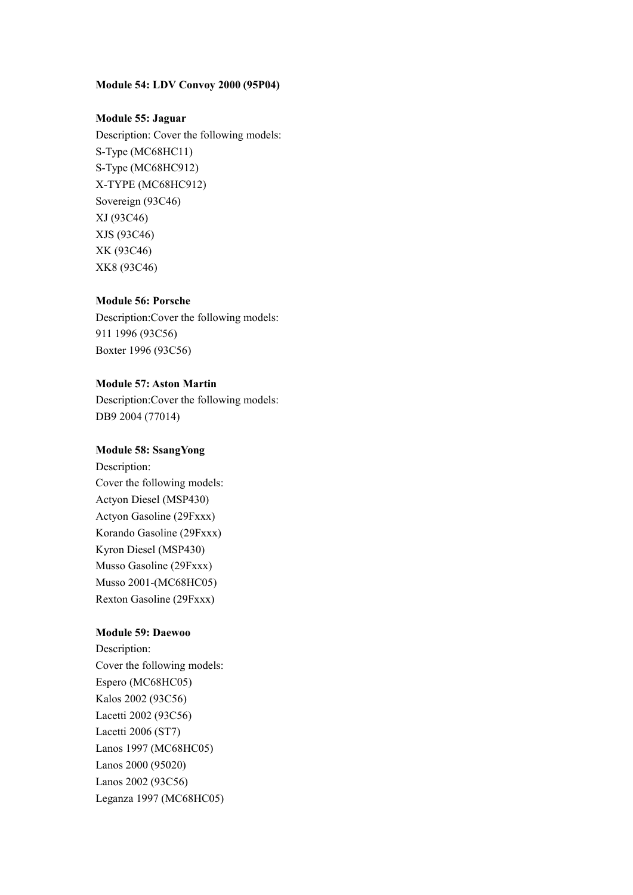**Module 54: LDV Convoy 2000 (95P04)**

**Module 55: Jaguar**

Description: Cover the following models:
S-Type (MC68HC11)
S-Type (MC68HC912)
X-TYPE (MC68HC912)
Sovereign (93C46)
XJ (93C46)
XJS (93C46)
XK (93C46)
XK8 (93C46)

**Module 56: Porsche**

Description:Cover the following models:
911 1996 (93C56)
Boxter 1996 (93C56)

**Module 57: Aston Martin**

Description:Cover the following models:
DB9 2004 (77014)

**Module 58: SsangYong**

Description:
Cover the following models:
Actyon Diesel (MSP430)
Actyon Gasoline (29Fxxx)
Korando Gasoline (29Fxxx)
Kyron Diesel (MSP430)
Musso Gasoline (29Fxxx)
Musso 2001-(MC68HC05)
Rexton Gasoline (29Fxxx)

**Module 59: Daewoo**

Description:
Cover the following models:
Espero (MC68HC05)
Kalos 2002 (93C56)
Lacetti 2002 (93C56)
Lacetti 2006 (ST7)
Lanos 1997 (MC68HC05)
Lanos 2000 (95020)
Lanos 2002 (93C56)
Leganza 1997 (MC68HC05)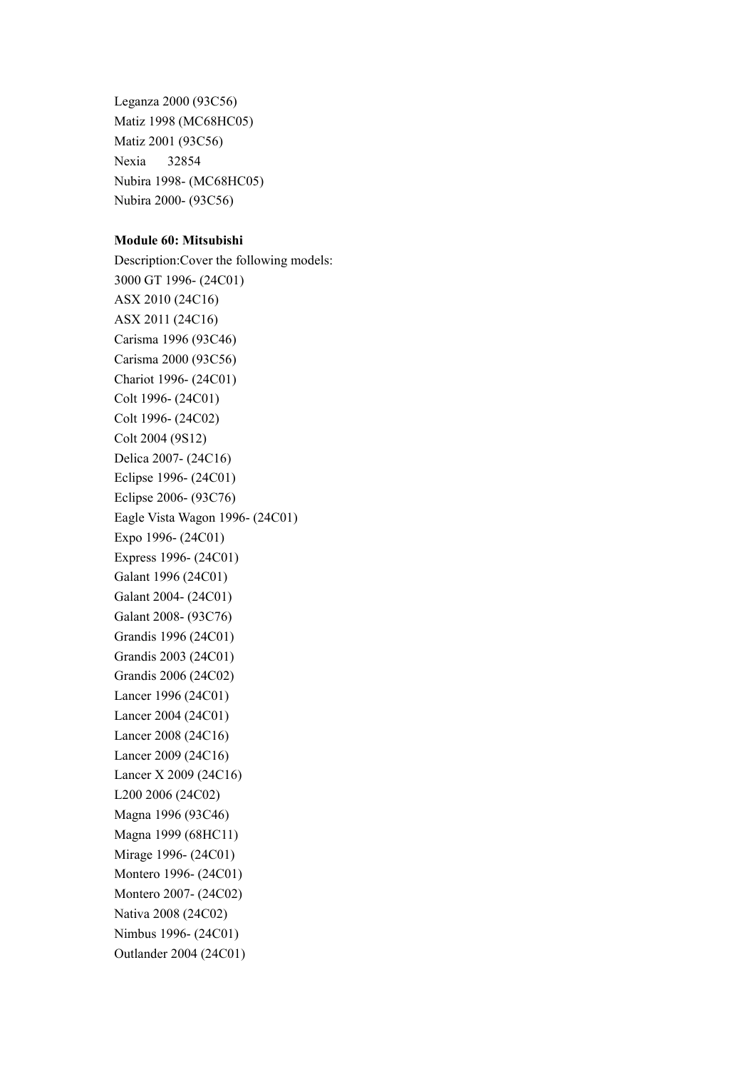Leganza 2000 (93C56)
Matiz 1998 (MC68HC05)
Matiz 2001 (93C56)
Nexia 32854
Nubira 1998- (MC68HC05)
Nubira 2000- (93C56)

**Module 60: Mitsubishi**

Description:Cover the following models:
3000 GT 1996- (24C01)
ASX 2010 (24C16)
ASX 2011 (24C16)
Carisma 1996 (93C46)
Carisma 2000 (93C56)
Chariot 1996- (24C01)
Colt 1996- (24C01)
Colt 1996- (24C02)
Colt 2004 (9S12)
Delica 2007- (24C16)
Eclipse 1996- (24C01)
Eclipse 2006- (93C76)
Eagle Vista Wagon 1996- (24C01)
Expo 1996- (24C01)
Express 1996- (24C01)
Galant 1996 (24C01)
Galant 2004- (24C01)
Galant 2008- (93C76)
Grandis 1996 (24C01)
Grandis 2003 (24C01)
Grandis 2006 (24C02)
Lancer 1996 (24C01)
Lancer 2004 (24C01)
Lancer 2008 (24C16)
Lancer 2009 (24C16)
Lancer X 2009 (24C16)
L200 2006 (24C02)
Magna 1996 (93C46)
Magna 1999 (68HC11)
Mirage 1996- (24C01)
Montero 1996- (24C01)
Montero 2007- (24C02)
Nativa 2008 (24C02)
Nimbus 1996- (24C01)
Outlander 2004 (24C01)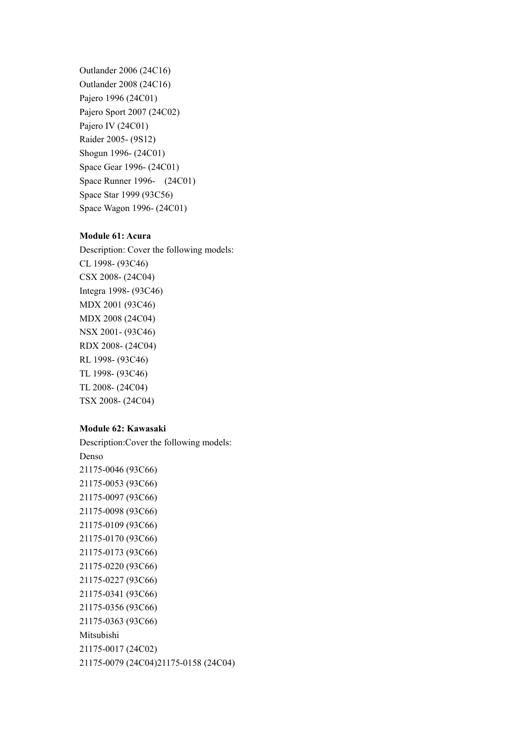Outlander 2006 (24C16)

Outlander 2008 (24C16)

Pajero 1996 (24C01)

Pajero Sport 2007 (24C02)

Pajero IV (24C01)

Raider 2005- (9S12)

Shogun 1996- (24C01)

Space Gear 1996- (24C01)

Space Runner 1996-   (24C01)

Space Star 1999 (93C56)

Space Wagon 1996- (24C01)

**Module 61: Acura**

Description: Cover the following models:

CL 1998- (93C46)

CSX 2008- (24C04)

Integra 1998- (93C46)

MDX 2001 (93C46)

MDX 2008 (24C04)

NSX 2001- (93C46)

RDX 2008- (24C04)

RL 1998- (93C46)

TL 1998- (93C46)

TL 2008- (24C04)

TSX 2008- (24C04)

**Module 62: Kawasaki**

Description:Cover the following models:

Denso

21175-0046 (93C66)

21175-0053 (93C66)

21175-0097 (93C66)

21175-0098 (93C66)

21175-0109 (93C66)

21175-0170 (93C66)

21175-0173 (93C66)

21175-0220 (93C66)

21175-0227 (93C66)

21175-0341 (93C66)

21175-0356 (93C66)

21175-0363 (93C66)

Mitsubishi

21175-0017 (24C02)

21175-0079 (24C04)21175-0158 (24C04)